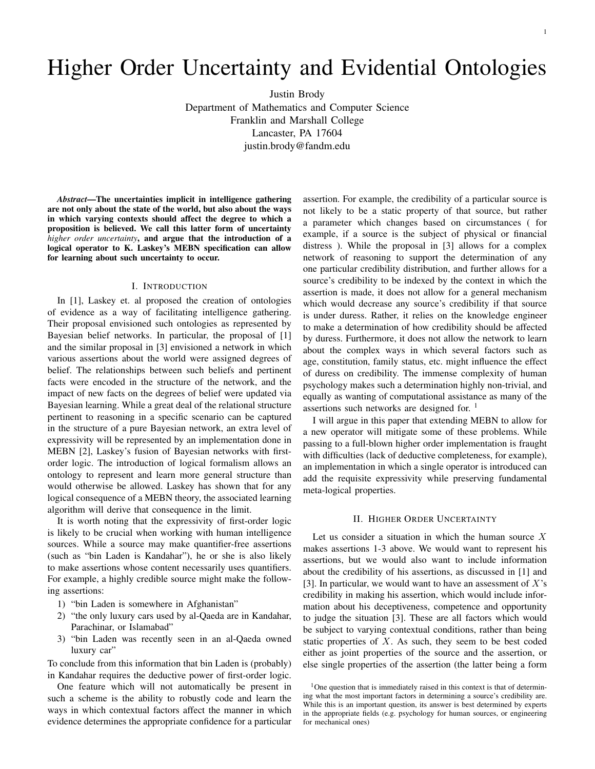# Higher Order Uncertainty and Evidential Ontologies

Justin Brody
Department of Mathematics and Computer Science
Franklin and Marshall College
Lancaster, PA 17604
justin.brody@fandm.edu

***Abstract*—The uncertainties implicit in intelligence gathering are not only about the state of the world, but also about the ways in which varying contexts should affect the degree to which a proposition is believed. We call this latter form of uncertainty *higher order uncertainty*, and argue that the introduction of a logical operator to K. Laskey's MEBN specification can allow for learning about such uncertainty to occur.**

## I. Introduction

In [1], Laskey et. al proposed the creation of ontologies of evidence as a way of facilitating intelligence gathering. Their proposal envisioned such ontologies as represented by Bayesian belief networks. In particular, the proposal of [1] and the similar proposal in [3] envisioned a network in which various assertions about the world were assigned degrees of belief. The relationships between such beliefs and pertinent facts were encoded in the structure of the network, and the impact of new facts on the degrees of belief were updated via Bayesian learning. While a great deal of the relational structure pertinent to reasoning in a specific scenario can be captured in the structure of a pure Bayesian network, an extra level of expressivity will be represented by an implementation done in MEBN [2], Laskey's fusion of Bayesian networks with first-order logic. The introduction of logical formalism allows an ontology to represent and learn more general structure than would otherwise be allowed. Laskey has shown that for any logical consequence of a MEBN theory, the associated learning algorithm will derive that consequence in the limit.

It is worth noting that the expressivity of first-order logic is likely to be crucial when working with human intelligence sources. While a source may make quantifier-free assertions (such as "bin Laden is Kandahar"), he or she is also likely to make assertions whose content necessarily uses quantifiers. For example, a highly credible source might make the following assertions:

1) "bin Laden is somewhere in Afghanistan"
2) "the only luxury cars used by al-Qaeda are in Kandahar, Parachinar, or Islamabad"
3) "bin Laden was recently seen in an al-Qaeda owned luxury car"

To conclude from this information that bin Laden is (probably) in Kandahar requires the deductive power of first-order logic.

One feature which will not automatically be present in such a scheme is the ability to robustly code and learn the ways in which contextual factors affect the manner in which evidence determines the appropriate confidence for a particular assertion. For example, the credibility of a particular source is not likely to be a static property of that source, but rather a parameter which changes based on circumstances ( for example, if a source is the subject of physical or financial distress ). While the proposal in [3] allows for a complex network of reasoning to support the determination of any one particular credibility distribution, and further allows for a source's credibility to be indexed by the context in which the assertion is made, it does not allow for a general mechanism which would decrease any source's credibility if that source is under duress. Rather, it relies on the knowledge engineer to make a determination of how credibility should be affected by duress. Furthermore, it does not allow the network to learn about the complex ways in which several factors such as age, constitution, family status, etc. might influence the effect of duress on credibility. The immense complexity of human psychology makes such a determination highly non-trivial, and equally as wanting of computational assistance as many of the assertions such networks are designed for. [1]

I will argue in this paper that extending MEBN to allow for a new operator will mitigate some of these problems. While passing to a full-blown higher order implementation is fraught with difficulties (lack of deductive completeness, for example), an implementation in which a single operator is introduced can add the requisite expressivity while preserving fundamental meta-logical properties.

## II. Higher Order Uncertainty

Let us consider a situation in which the human source $X$ makes assertions 1-3 above. We would want to represent his assertions, but we would also want to include information about the credibility of his assertions, as discussed in [1] and [3]. In particular, we would want to have an assessment of $X$'s credibility in making his assertion, which would include information about his deceptiveness, competence and opportunity to judge the situation [3]. These are all factors which would be subject to varying contextual conditions, rather than being static properties of $X$. As such, they seem to be best coded either as joint properties of the source and the assertion, or else single properties of the assertion (the latter being a form

[1] One question that is immediately raised in this context is that of determining what the most important factors in determining a source's credibility are. While this is an important question, its answer is best determined by experts in the appropriate fields (e.g. psychology for human sources, or engineering for mechanical ones)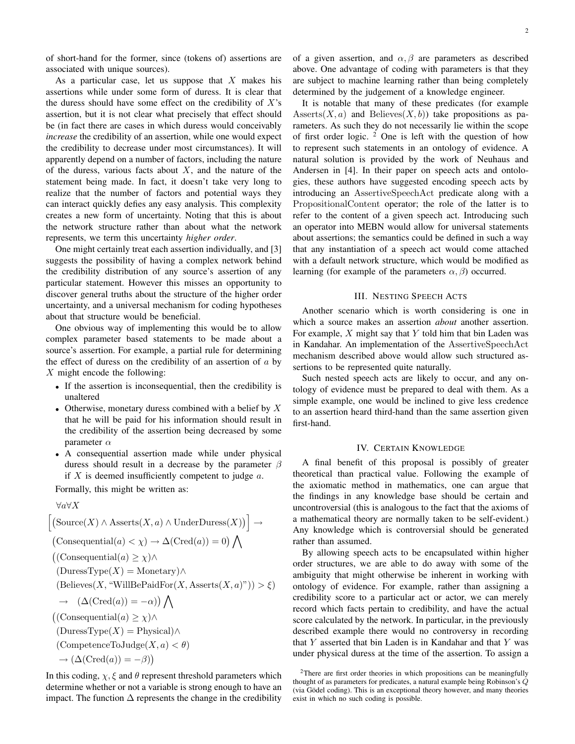of short-hand for the former, since (tokens of) assertions are associated with unique sources).

As a particular case, let us suppose that $X$ makes his assertions while under some form of duress. It is clear that the duress should have some effect on the credibility of $X$'s assertion, but it is not clear what precisely that effect should be (in fact there are cases in which duress would conceivably *increase* the credibility of an assertion, while one would expect the credibility to decrease under most circumstances). It will apparently depend on a number of factors, including the nature of the duress, various facts about $X$, and the nature of the statement being made. In fact, it doesn't take very long to realize that the number of factors and potential ways they can interact quickly defies any easy analysis. This complexity creates a new form of uncertainty. Noting that this is about the network structure rather than about what the network represents, we term this uncertainty *higher order*.

One might certainly treat each assertion individually, and [3] suggests the possibility of having a complex network behind the credibility distribution of any source's assertion of any particular statement. However this misses an opportunity to discover general truths about the structure of the higher order uncertainty, and a universal mechanism for coding hypotheses about that structure would be beneficial.

One obvious way of implementing this would be to allow complex parameter based statements to be made about a source's assertion. For example, a partial rule for determining the effect of duress on the credibility of an assertion of $a$ by $X$ might encode the following:

- If the assertion is inconsequential, then the credibility is unaltered
- Otherwise, monetary duress combined with a belief by $X$ that he will be paid for his information should result in the credibility of the assertion being decreased by some parameter $\alpha$
- A consequential assertion made while under physical duress should result in a decrease by the parameter $\beta$ if $X$ is deemed insufficiently competent to judge $a$.

Formally, this might be written as:

$$
\begin{aligned}
&\forall a \forall X \\
&\Big[\big(\mathrm{Source}(X) \wedge \mathrm{Asserts}(X,a) \wedge \mathrm{UnderDuress}(X)\big)\Big] \rightarrow \\
&\big(\mathrm{Consequential}(a) < \chi) \rightarrow \Delta(\mathrm{Cred}(a)) = 0\big) \bigwedge \\
&\big((\mathrm{Consequential}(a) \geq \chi) \wedge \\
&\ (\mathrm{DuressType}(X) = \mathrm{Monetary}) \wedge \\
&\ (\mathrm{Believes}(X, \text{“WillBePaidFor}(X, \mathrm{Asserts}(X,a)\text{”})) > \xi) \\
&\ \rightarrow \quad (\Delta(\mathrm{Cred}(a)) = -\alpha)\big) \bigwedge \\
&\big((\mathrm{Consequential}(a) \geq \chi) \wedge \\
&\ (\mathrm{DuressType}(X) = \mathrm{Physical}) \wedge \\
&\ (\mathrm{CompetenceToJudge}(X,a) < \theta) \\
&\ \rightarrow (\Delta(\mathrm{Cred}(a)) = -\beta)\big)
\end{aligned}
$$

In this coding, $\chi, \xi$ and $\theta$ represent threshold parameters which determine whether or not a variable is strong enough to have an impact. The function $\Delta$ represents the change in the credibility of a given assertion, and $\alpha, \beta$ are parameters as described above. One advantage of coding with parameters is that they are subject to machine learning rather than being completely determined by the judgement of a knowledge engineer.

It is notable that many of these predicates (for example $\mathrm{Asserts}(X,a)$ and $\mathrm{Believes}(X,b)$) take propositions as parameters. As such they do not necessarily lie within the scope of first order logic. [2] One is left with the question of how to represent such statements in an ontology of evidence. A natural solution is provided by the work of Neuhaus and Andersen in [4]. In their paper on speech acts and ontologies, these authors have suggested encoding speech acts by introducing an $\mathrm{AssertiveSpeechAct}$ predicate along with a $\mathrm{PropositionalContent}$ operator; the role of the latter is to refer to the content of a given speech act. Introducing such an operator into MEBN would allow for universal statements about assertions; the semantics could be defined in such a way that any instantiation of a speech act would come attached with a default network structure, which would be modified as learning (for example of the parameters $\alpha, \beta$) occurred.

## III. Nesting Speech Acts

Another scenario which is worth considering is one in which a source makes an assertion *about* another assertion. For example, $X$ might say that $Y$ told him that bin Laden was in Kandahar. An implementation of the $\mathrm{AssertiveSpeechAct}$ mechanism described above would allow such structured assertions to be represented quite naturally.

Such nested speech acts are likely to occur, and any ontology of evidence must be prepared to deal with them. As a simple example, one would be inclined to give less credence to an assertion heard third-hand than the same assertion given first-hand.

## IV. Certain Knowledge

A final benefit of this proposal is possibly of greater theoretical than practical value. Following the example of the axiomatic method in mathematics, one can argue that the findings in any knowledge base should be certain and uncontroversial (this is analogous to the fact that the axioms of a mathematical theory are normally taken to be self-evident.) Any knowledge which is controversial should be generated rather than assumed.

By allowing speech acts to be encapsulated within higher order structures, we are able to do away with some of the ambiguity that might otherwise be inherent in working with ontology of evidence. For example, rather than assigning a credibility score to a particular act or actor, we can merely record which facts pertain to credibility, and have the actual score calculated by the network. In particular, in the previously described example there would no controversy in recording that $Y$ asserted that bin Laden is in Kandahar and that $Y$ was under physical duress at the time of the assertion. To assign a

[2] There are first order theories in which propositions can be meaningfully thought of as parameters for predicates, a natural example being Robinson's $Q$ (via Gödel coding). This is an exceptional theory however, and many theories exist in which no such coding is possible.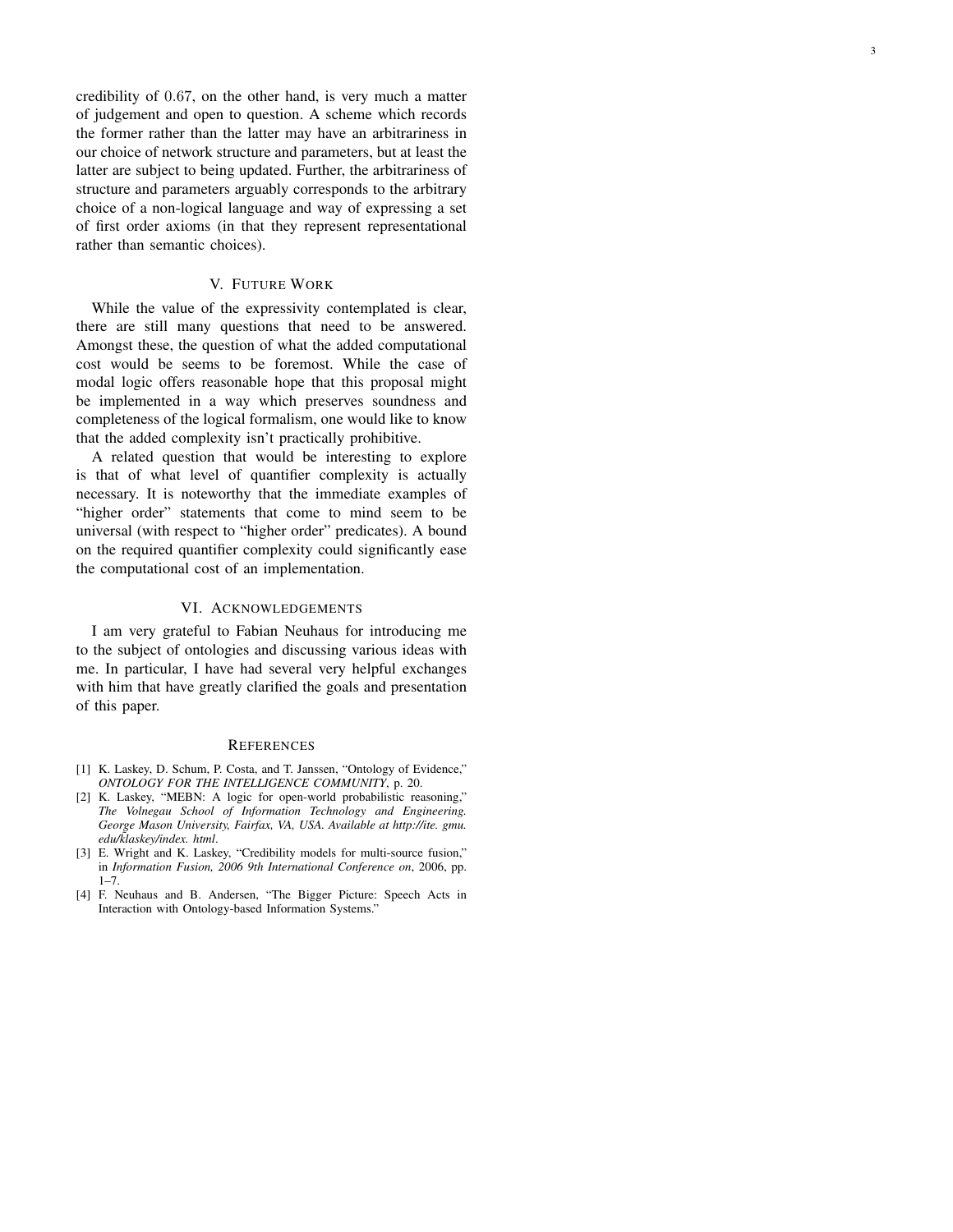credibility of 0.67, on the other hand, is very much a matter of judgement and open to question. A scheme which records the former rather than the latter may have an arbitrariness in our choice of network structure and parameters, but at least the latter are subject to being updated. Further, the arbitrariness of structure and parameters arguably corresponds to the arbitrary choice of a non-logical language and way of expressing a set of first order axioms (in that they represent representational rather than semantic choices).

## V. Future Work

While the value of the expressivity contemplated is clear, there are still many questions that need to be answered. Amongst these, the question of what the added computational cost would be seems to be foremost. While the case of modal logic offers reasonable hope that this proposal might be implemented in a way which preserves soundness and completeness of the logical formalism, one would like to know that the added complexity isn't practically prohibitive.

A related question that would be interesting to explore is that of what level of quantifier complexity is actually necessary. It is noteworthy that the immediate examples of "higher order" statements that come to mind seem to be universal (with respect to "higher order" predicates). A bound on the required quantifier complexity could significantly ease the computational cost of an implementation.

## VI. Acknowledgements

I am very grateful to Fabian Neuhaus for introducing me to the subject of ontologies and discussing various ideas with me. In particular, I have had several very helpful exchanges with him that have greatly clarified the goals and presentation of this paper.

## References

[1] K. Laskey, D. Schum, P. Costa, and T. Janssen, "Ontology of Evidence," *ONTOLOGY FOR THE INTELLIGENCE COMMUNITY*, p. 20.

[2] K. Laskey, "MEBN: A logic for open-world probabilistic reasoning," *The Volnegau School of Information Technology and Engineering. George Mason University, Fairfax, VA, USA. Available at http://ite. gmu. edu/klaskey/index. html*.

[3] E. Wright and K. Laskey, "Credibility models for multi-source fusion," in *Information Fusion, 2006 9th International Conference on*, 2006, pp. 1–7.

[4] F. Neuhaus and B. Andersen, "The Bigger Picture: Speech Acts in Interaction with Ontology-based Information Systems."